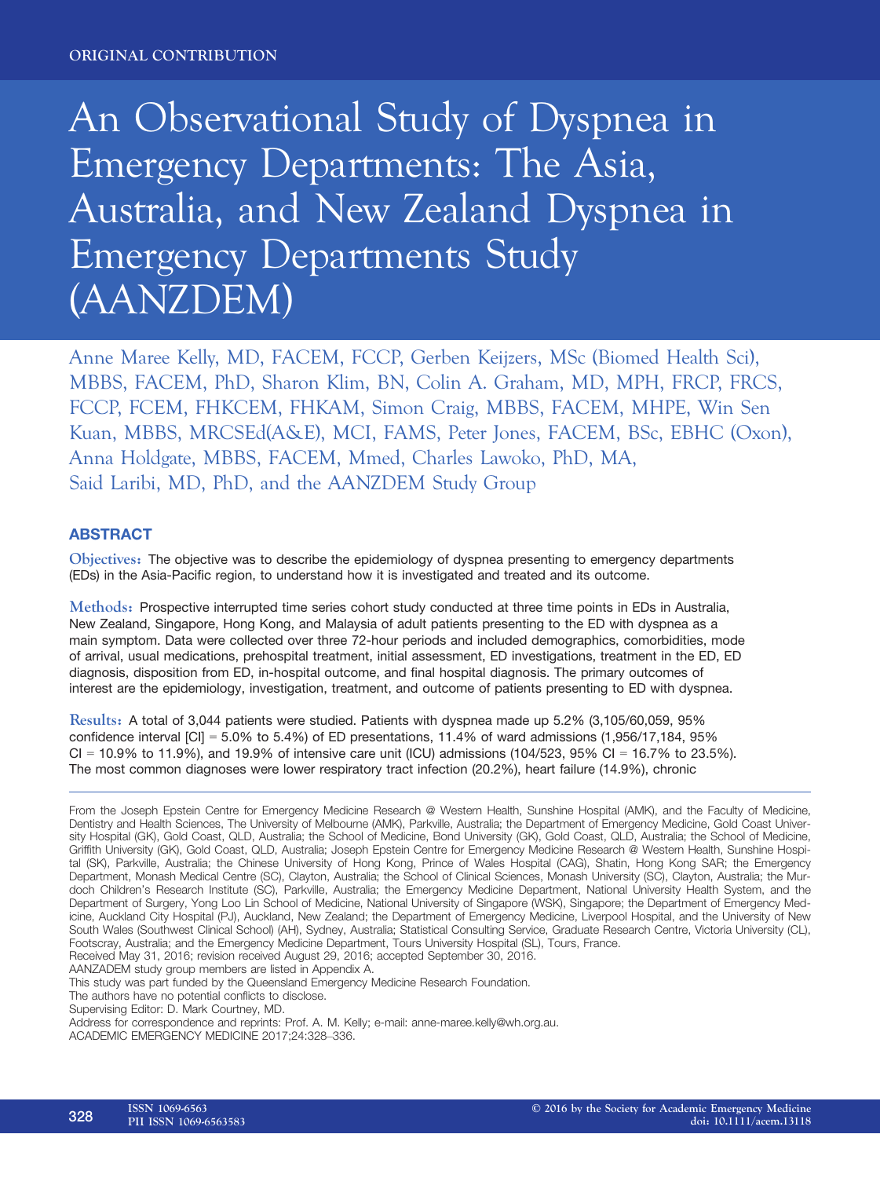ORIGINAL CONTRIBUTION

# An Observational Study of Dyspnea in Emergency Departments: The Asia, Australia, and New Zealand Dyspnea in Emergency Departments Study (AANZDEM)

Anne Maree Kelly, MD, FACEM, FCCP, Gerben Keijzers, MSc (Biomed Health Sci), MBBS, FACEM, PhD, Sharon Klim, BN, Colin A. Graham, MD, MPH, FRCP, FRCS, FCCP, FCEM, FHKCEM, FHKAM, Simon Craig, MBBS, FACEM, MHPE, Win Sen Kuan, MBBS, MRCSEd(A&E), MCI, FAMS, Peter Jones, FACEM, BSc, EBHC (Oxon), Anna Holdgate, MBBS, FACEM, Mmed, Charles Lawoko, PhD, MA, Said Laribi, MD, PhD, and the AANZDEM Study Group

## ABSTRACT

**Objectives:** The objective was to describe the epidemiology of dyspnea presenting to emergency departments (EDs) in the Asia-Pacific region, to understand how it is investigated and treated and its outcome.

**Methods:** Prospective interrupted time series cohort study conducted at three time points in EDs in Australia, New Zealand, Singapore, Hong Kong, and Malaysia of adult patients presenting to the ED with dyspnea as a main symptom. Data were collected over three 72-hour periods and included demographics, comorbidities, mode of arrival, usual medications, prehospital treatment, initial assessment, ED investigations, treatment in the ED, ED diagnosis, disposition from ED, in-hospital outcome, and final hospital diagnosis. The primary outcomes of interest are the epidemiology, investigation, treatment, and outcome of patients presenting to ED with dyspnea.

**Results:** A total of 3,044 patients were studied. Patients with dyspnea made up 5.2% (3,105/60,059, 95% confidence interval [CI] = 5.0% to 5.4%) of ED presentations, 11.4% of ward admissions (1,956/17,184, 95% CI = 10.9% to 11.9%), and 19.9% of intensive care unit (ICU) admissions (104/523, 95% CI = 16.7% to 23.5%). The most common diagnoses were lower respiratory tract infection (20.2%), heart failure (14.9%), chronic

---

From the Joseph Epstein Centre for Emergency Medicine Research @ Western Health, Sunshine Hospital (AMK), and the Faculty of Medicine, Dentistry and Health Sciences, The University of Melbourne (AMK), Parkville, Australia; the Department of Emergency Medicine, Gold Coast University Hospital (GK), Gold Coast, QLD, Australia; the School of Medicine, Bond University (GK), Gold Coast, QLD, Australia; the School of Medicine, Griffith University (GK), Gold Coast, QLD, Australia; Joseph Epstein Centre for Emergency Medicine Research @ Western Health, Sunshine Hospital (SK), Parkville, Australia; the Chinese University of Hong Kong, Prince of Wales Hospital (CAG), Shatin, Hong Kong SAR; the Emergency Department, Monash Medical Centre (SC), Clayton, Australia; the School of Clinical Sciences, Monash University (SC), Clayton, Australia; the Murdoch Children's Research Institute (SC), Parkville, Australia; the Emergency Medicine Department, National University Health System, and the Department of Surgery, Yong Loo Lin School of Medicine, National University of Singapore (WSK), Singapore; the Department of Emergency Medicine, Auckland City Hospital (PJ), Auckland, New Zealand; the Department of Emergency Medicine, Liverpool Hospital, and the University of New South Wales (Southwest Clinical School) (AH), Sydney, Australia; Statistical Consulting Service, Graduate Research Centre, Victoria University (CL), Footscray, Australia; and the Emergency Medicine Department, Tours University Hospital (SL), Tours, France.

Received May 31, 2016; revision received August 29, 2016; accepted September 30, 2016.

AANZDEM study group members are listed in Appendix A.

This study was part funded by the Queensland Emergency Medicine Research Foundation.

The authors have no potential conflicts to disclose.

Supervising Editor: D. Mark Courtney, MD.

Address for correspondence and reprints: Prof. A. M. Kelly; e-mail: anne-maree.kelly@wh.org.au.

ACADEMIC EMERGENCY MEDICINE 2017;24:328–336.

ISSN 1069-6563
PII ISSN 1069-6563583

© 2016 by the Society for Academic Emergency Medicine
doi: 10.1111/acem.13118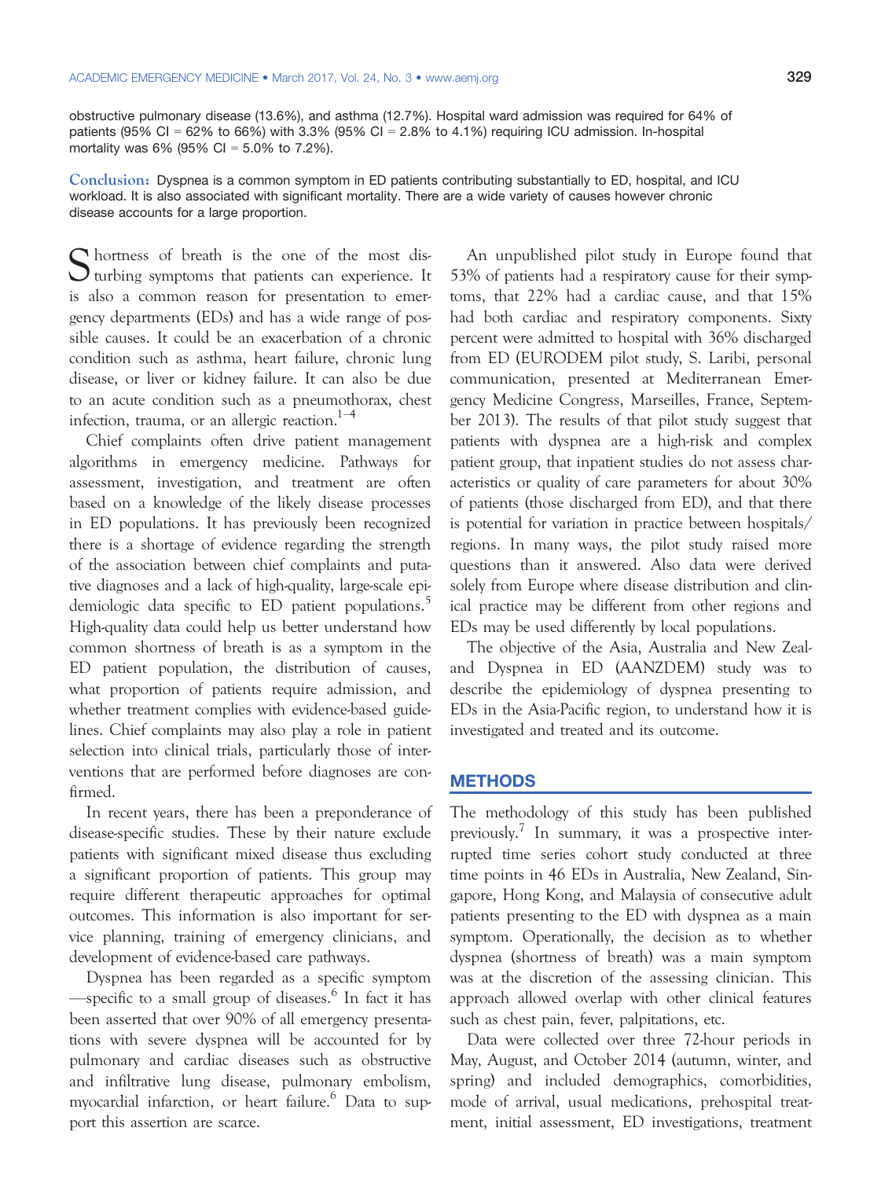obstructive pulmonary disease (13.6%), and asthma (12.7%). Hospital ward admission was required for 64% of patients (95% CI = 62% to 66%) with 3.3% (95% CI = 2.8% to 4.1%) requiring ICU admission. In-hospital mortality was 6% (95% CI = 5.0% to 7.2%).

**Conclusion:** Dyspnea is a common symptom in ED patients contributing substantially to ED, hospital, and ICU workload. It is also associated with significant mortality. There are a wide variety of causes however chronic disease accounts for a large proportion.

Shortness of breath is the one of the most disturbing symptoms that patients can experience. It is also a common reason for presentation to emergency departments (EDs) and has a wide range of possible causes. It could be an exacerbation of a chronic condition such as asthma, heart failure, chronic lung disease, or liver or kidney failure. It can also be due to an acute condition such as a pneumothorax, chest infection, trauma, or an allergic reaction.[1–4]

Chief complaints often drive patient management algorithms in emergency medicine. Pathways for assessment, investigation, and treatment are often based on a knowledge of the likely disease processes in ED populations. It has previously been recognized there is a shortage of evidence regarding the strength of the association between chief complaints and putative diagnoses and a lack of high-quality, large-scale epidemiologic data specific to ED patient populations.[5] High-quality data could help us better understand how common shortness of breath is as a symptom in the ED patient population, the distribution of causes, what proportion of patients require admission, and whether treatment complies with evidence-based guidelines. Chief complaints may also play a role in patient selection into clinical trials, particularly those of interventions that are performed before diagnoses are confirmed.

In recent years, there has been a preponderance of disease-specific studies. These by their nature exclude patients with significant mixed disease thus excluding a significant proportion of patients. This group may require different therapeutic approaches for optimal outcomes. This information is also important for service planning, training of emergency clinicians, and development of evidence-based care pathways.

Dyspnea has been regarded as a specific symptom—specific to a small group of diseases.[6] In fact it has been asserted that over 90% of all emergency presentations with severe dyspnea will be accounted for by pulmonary and cardiac diseases such as obstructive and infiltrative lung disease, pulmonary embolism, myocardial infarction, or heart failure.[6] Data to support this assertion are scarce.

An unpublished pilot study in Europe found that 53% of patients had a respiratory cause for their symptoms, that 22% had a cardiac cause, and that 15% had both cardiac and respiratory components. Sixty percent were admitted to hospital with 36% discharged from ED (EURODEM pilot study, S. Laribi, personal communication, presented at Mediterranean Emergency Medicine Congress, Marseilles, France, September 2013). The results of that pilot study suggest that patients with dyspnea are a high-risk and complex patient group, that inpatient studies do not assess characteristics or quality of care parameters for about 30% of patients (those discharged from ED), and that there is potential for variation in practice between hospitals/regions. In many ways, the pilot study raised more questions than it answered. Also data were derived solely from Europe where disease distribution and clinical practice may be different from other regions and EDs may be used differently by local populations.

The objective of the Asia, Australia and New Zealand Dyspnea in ED (AANZDEM) study was to describe the epidemiology of dyspnea presenting to EDs in the Asia-Pacific region, to understand how it is investigated and treated and its outcome.

## METHODS

The methodology of this study has been published previously.[7] In summary, it was a prospective interrupted time series cohort study conducted at three time points in 46 EDs in Australia, New Zealand, Singapore, Hong Kong, and Malaysia of consecutive adult patients presenting to the ED with dyspnea as a main symptom. Operationally, the decision as to whether dyspnea (shortness of breath) was a main symptom was at the discretion of the assessing clinician. This approach allowed overlap with other clinical features such as chest pain, fever, palpitations, etc.

Data were collected over three 72-hour periods in May, August, and October 2014 (autumn, winter, and spring) and included demographics, comorbidities, mode of arrival, usual medications, prehospital treatment, initial assessment, ED investigations, treatment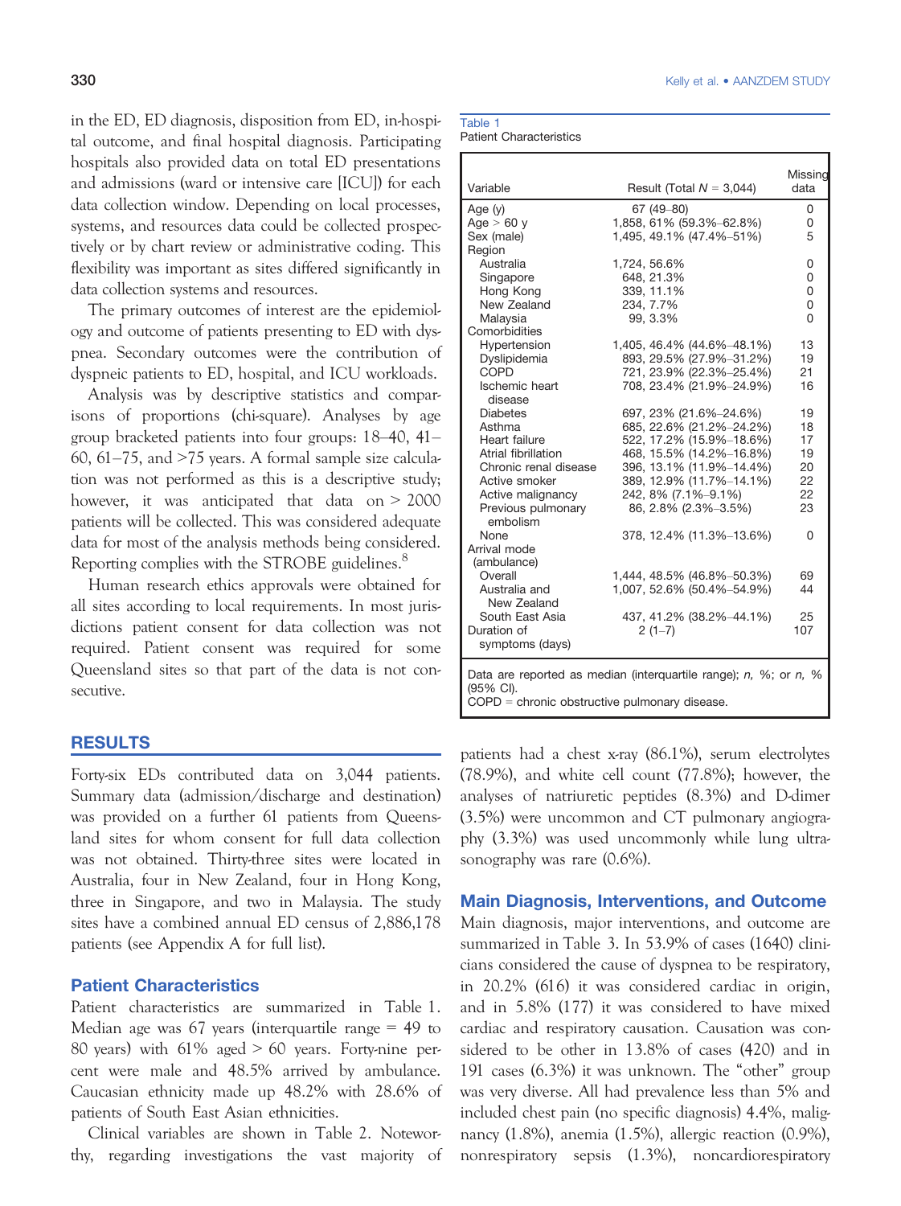in the ED, ED diagnosis, disposition from ED, in-hospital outcome, and final hospital diagnosis. Participating hospitals also provided data on total ED presentations and admissions (ward or intensive care [ICU]) for each data collection window. Depending on local processes, systems, and resources data could be collected prospectively or by chart review or administrative coding. This flexibility was important as sites differed significantly in data collection systems and resources.

The primary outcomes of interest are the epidemiology and outcome of patients presenting to ED with dyspnea. Secondary outcomes were the contribution of dyspneic patients to ED, hospital, and ICU workloads.

Analysis was by descriptive statistics and comparisons of proportions (chi-square). Analyses by age group bracketed patients into four groups: 18–40, 41–60, 61–75, and >75 years. A formal sample size calculation was not performed as this is a descriptive study; however, it was anticipated that data on > 2000 patients will be collected. This was considered adequate data for most of the analysis methods being considered. Reporting complies with the STROBE guidelines.[8]

Human research ethics approvals were obtained for all sites according to local requirements. In most jurisdictions patient consent for data collection was not required. Patient consent was required for some Queensland sites so that part of the data is not consecutive.

## RESULTS

Forty-six EDs contributed data on 3,044 patients. Summary data (admission/discharge and destination) was provided on a further 61 patients from Queensland sites for whom consent for full data collection was not obtained. Thirty-three sites were located in Australia, four in New Zealand, four in Hong Kong, three in Singapore, and two in Malaysia. The study sites have a combined annual ED census of 2,886,178 patients (see Appendix A for full list).

### Patient Characteristics

Patient characteristics are summarized in Table 1. Median age was 67 years (interquartile range = 49 to 80 years) with 61% aged > 60 years. Forty-nine percent were male and 48.5% arrived by ambulance. Caucasian ethnicity made up 48.2% with 28.6% of patients of South East Asian ethnicities.

Clinical variables are shown in Table 2. Noteworthy, regarding investigations the vast majority of patients had a chest x-ray (86.1%), serum electrolytes (78.9%), and white cell count (77.8%); however, the analyses of natriuretic peptides (8.3%) and D-dimer (3.5%) were uncommon and CT pulmonary angiography (3.3%) was used uncommonly while lung ultrasonography was rare (0.6%).

Table 1
Patient Characteristics

| Variable | Result (Total $N$ = 3,044) | Missing data |
|---|---|---|
| Age (y) | 67 (49–80) | 0 |
| Age > 60 y | 1,858, 61% (59.3%–62.8%) | 0 |
| Sex (male) | 1,495, 49.1% (47.4%–51%) | 5 |
| Region | | |
| Australia | 1,724, 56.6% | 0 |
| Singapore | 648, 21.3% | 0 |
| Hong Kong | 339, 11.1% | 0 |
| New Zealand | 234, 7.7% | 0 |
| Malaysia | 99, 3.3% | 0 |
| Comorbidities | | |
| Hypertension | 1,405, 46.4% (44.6%–48.1%) | 13 |
| Dyslipidemia | 893, 29.5% (27.9%–31.2%) | 19 |
| COPD | 721, 23.9% (22.3%–25.4%) | 21 |
| Ischemic heart disease | 708, 23.4% (21.9%–24.9%) | 16 |
| Diabetes | 697, 23% (21.6%–24.6%) | 19 |
| Asthma | 685, 22.6% (21.2%–24.2%) | 18 |
| Heart failure | 522, 17.2% (15.9%–18.6%) | 17 |
| Atrial fibrillation | 468, 15.5% (14.2%–16.8%) | 19 |
| Chronic renal disease | 396, 13.1% (11.9%–14.4%) | 20 |
| Active smoker | 389, 12.9% (11.7%–14.1%) | 22 |
| Active malignancy | 242, 8% (7.1%–9.1%) | 22 |
| Previous pulmonary embolism | 86, 2.8% (2.3%–3.5%) | 23 |
| None | 378, 12.4% (11.3%–13.6%) | 0 |
| Arrival mode (ambulance) | | |
| Overall | 1,444, 48.5% (46.8%–50.3%) | 69 |
| Australia and New Zealand | 1,007, 52.6% (50.4%–54.9%) | 44 |
| South East Asia | 437, 41.2% (38.2%–44.1%) | 25 |
| Duration of symptoms (days) | 2 (1–7) | 107 |

Data are reported as median (interquartile range); *n*, %; or *n*, % (95% CI).
COPD = chronic obstructive pulmonary disease.

### Main Diagnosis, Interventions, and Outcome

Main diagnosis, major interventions, and outcome are summarized in Table 3. In 53.9% of cases (1640) clinicians considered the cause of dyspnea to be respiratory, in 20.2% (616) it was considered cardiac in origin, and in 5.8% (177) it was considered to have mixed cardiac and respiratory causation. Causation was considered to be other in 13.8% of cases (420) and in 191 cases (6.3%) it was unknown. The "other" group was very diverse. All had prevalence less than 5% and included chest pain (no specific diagnosis) 4.4%, malignancy (1.8%), anemia (1.5%), allergic reaction (0.9%), nonrespiratory sepsis (1.3%), noncardiorespiratory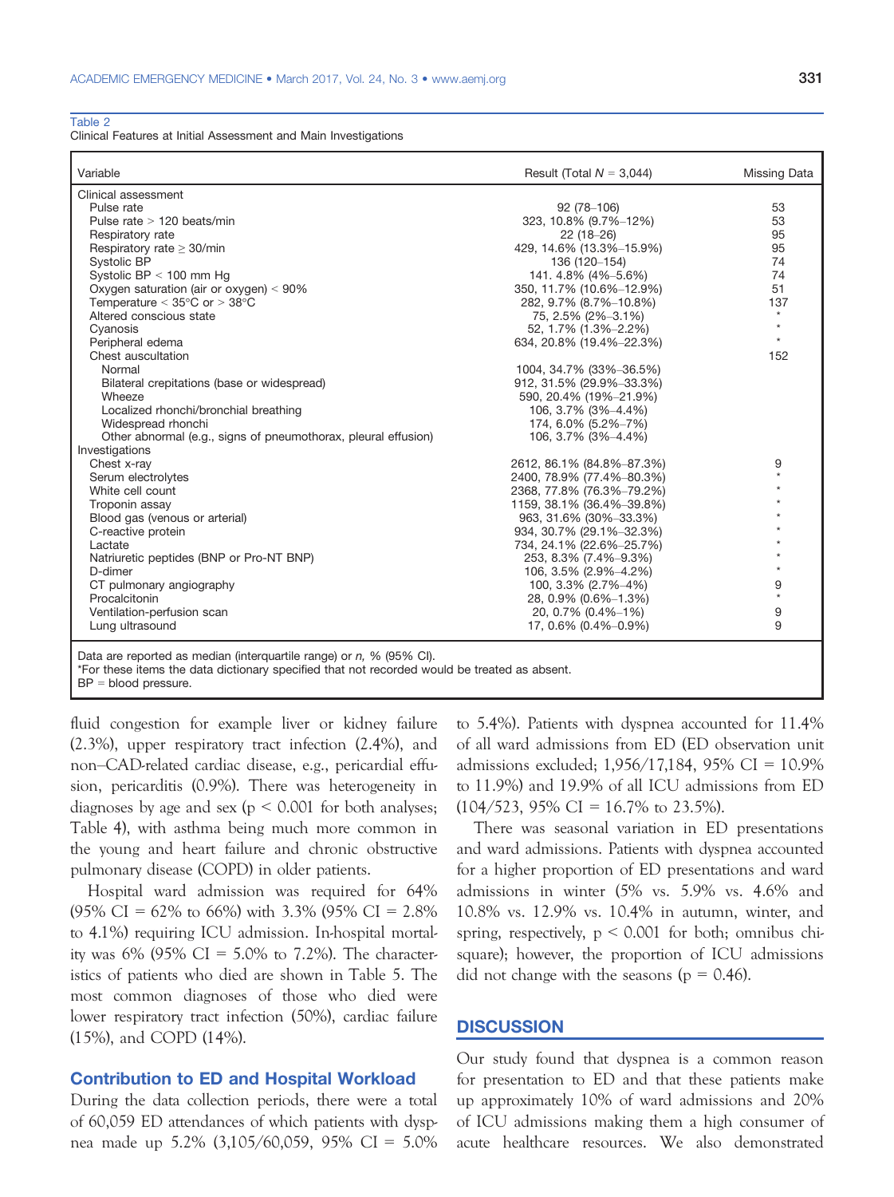Table 2
Clinical Features at Initial Assessment and Main Investigations

| Variable | Result (Total $N$ = 3,044) | Missing Data |
|---|---|---|
| Clinical assessment | | |
| Pulse rate | 92 (78–106) | 53 |
| Pulse rate > 120 beats/min | 323, 10.8% (9.7%–12%) | 53 |
| Respiratory rate | 22 (18–26) | 95 |
| Respiratory rate ≥ 30/min | 429, 14.6% (13.3%–15.9%) | 95 |
| Systolic BP | 136 (120–154) | 74 |
| Systolic BP < 100 mm Hg | 141. 4.8% (4%–5.6%) | 74 |
| Oxygen saturation (air or oxygen) < 90% | 350, 11.7% (10.6%–12.9%) | 51 |
| Temperature < 35°C or > 38°C | 282, 9.7% (8.7%–10.8%) | 137 |
| Altered conscious state | 75, 2.5% (2%–3.1%) | * |
| Cyanosis | 52, 1.7% (1.3%–2.2%) | * |
| Peripheral edema | 634, 20.8% (19.4%–22.3%) | * |
| Chest auscultation | | 152 |
| Normal | 1004, 34.7% (33%–36.5%) | |
| Bilateral crepitations (base or widespread) | 912, 31.5% (29.9%–33.3%) | |
| Wheeze | 590, 20.4% (19%–21.9%) | |
| Localized rhonchi/bronchial breathing | 106, 3.7% (3%–4.4%) | |
| Widespread rhonchi | 174, 6.0% (5.2%–7%) | |
| Other abnormal (e.g., signs of pneumothorax, pleural effusion) | 106, 3.7% (3%–4.4%) | |
| Investigations | | |
| Chest x-ray | 2612, 86.1% (84.8%–87.3%) | 9 |
| Serum electrolytes | 2400, 78.9% (77.4%–80.3%) | * |
| White cell count | 2368, 77.8% (76.3%–79.2%) | * |
| Troponin assay | 1159, 38.1% (36.4%–39.8%) | * |
| Blood gas (venous or arterial) | 963, 31.6% (30%–33.3%) | * |
| C-reactive protein | 934, 30.7% (29.1%–32.3%) | * |
| Lactate | 734, 24.1% (22.6%–25.7%) | * |
| Natriuretic peptides (BNP or Pro-NT BNP) | 253, 8.3% (7.4%–9.3%) | * |
| D-dimer | 106, 3.5% (2.9%–4.2%) | * |
| CT pulmonary angiography | 100, 3.3% (2.7%–4%) | 9 |
| Procalcitonin | 28, 0.9% (0.6%–1.3%) | * |
| Ventilation-perfusion scan | 20, 0.7% (0.4%–1%) | 9 |
| Lung ultrasound | 17, 0.6% (0.4%–0.9%) | 9 |

Data are reported as median (interquartile range) or $n$, % (95% CI).
*For these items the data dictionary specified that not recorded would be treated as absent.
BP = blood pressure.

fluid congestion for example liver or kidney failure (2.3%), upper respiratory tract infection (2.4%), and non–CAD-related cardiac disease, e.g., pericardial effusion, pericarditis (0.9%). There was heterogeneity in diagnoses by age and sex ($p < 0.001$ for both analyses; Table 4), with asthma being much more common in the young and heart failure and chronic obstructive pulmonary disease (COPD) in older patients.

Hospital ward admission was required for 64% (95% CI = 62% to 66%) with 3.3% (95% CI = 2.8% to 4.1%) requiring ICU admission. In-hospital mortality was 6% (95% CI = 5.0% to 7.2%). The characteristics of patients who died are shown in Table 5. The most common diagnoses of those who died were lower respiratory tract infection (50%), cardiac failure (15%), and COPD (14%).

## Contribution to ED and Hospital Workload

During the data collection periods, there were a total of 60,059 ED attendances of which patients with dyspnea made up 5.2% (3,105/60,059, 95% CI = 5.0% to 5.4%). Patients with dyspnea accounted for 11.4% of all ward admissions from ED (ED observation unit admissions excluded; 1,956/17,184, 95% CI = 10.9% to 11.9%) and 19.9% of all ICU admissions from ED (104/523, 95% CI = 16.7% to 23.5%).

There was seasonal variation in ED presentations and ward admissions. Patients with dyspnea accounted for a higher proportion of ED presentations and ward admissions in winter (5% vs. 5.9% vs. 4.6% and 10.8% vs. 12.9% vs. 10.4% in autumn, winter, and spring, respectively, $p < 0.001$ for both; omnibus chi-square); however, the proportion of ICU admissions did not change with the seasons ($p = 0.46$).

## DISCUSSION

Our study found that dyspnea is a common reason for presentation to ED and that these patients make up approximately 10% of ward admissions and 20% of ICU admissions making them a high consumer of acute healthcare resources. We also demonstrated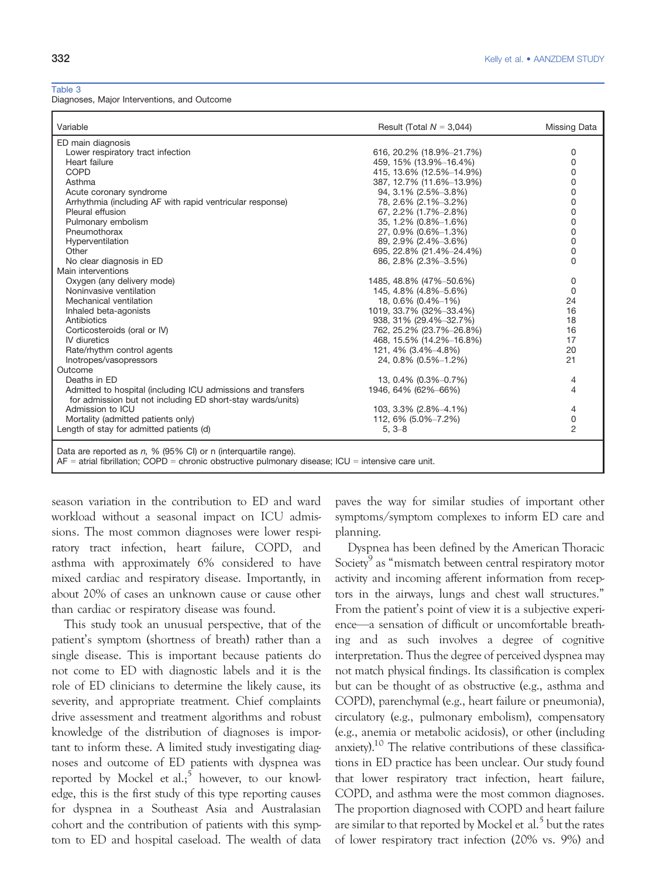Table 3
Diagnoses, Major Interventions, and Outcome

| Variable | Result (Total *N* = 3,044) | Missing Data |
|---|---|---|
| ED main diagnosis | | |
| Lower respiratory tract infection | 616, 20.2% (18.9%–21.7%) | 0 |
| Heart failure | 459, 15% (13.9%–16.4%) | 0 |
| COPD | 415, 13.6% (12.5%–14.9%) | 0 |
| Asthma | 387, 12.7% (11.6%–13.9%) | 0 |
| Acute coronary syndrome | 94, 3.1% (2.5%–3.8%) | 0 |
| Arrhythmia (including AF with rapid ventricular response) | 78, 2.6% (2.1%–3.2%) | 0 |
| Pleural effusion | 67, 2.2% (1.7%–2.8%) | 0 |
| Pulmonary embolism | 35, 1.2% (0.8%–1.6%) | 0 |
| Pneumothorax | 27, 0.9% (0.6%–1.3%) | 0 |
| Hyperventilation | 89, 2.9% (2.4%–3.6%) | 0 |
| Other | 695, 22.8% (21.4%–24.4%) | 0 |
| No clear diagnosis in ED | 86, 2.8% (2.3%–3.5%) | 0 |
| Main interventions | | |
| Oxygen (any delivery mode) | 1485, 48.8% (47%–50.6%) | 0 |
| Noninvasive ventilation | 145, 4.8% (4.8%–5.6%) | 0 |
| Mechanical ventilation | 18, 0.6% (0.4%–1%) | 24 |
| Inhaled beta-agonists | 1019, 33.7% (32%–33.4%) | 16 |
| Antibiotics | 938, 31% (29.4%–32.7%) | 18 |
| Corticosteroids (oral or IV) | 762, 25.2% (23.7%–26.8%) | 16 |
| IV diuretics | 468, 15.5% (14.2%–16.8%) | 17 |
| Rate/rhythm control agents | 121, 4% (3.4%–4.8%) | 20 |
| Inotropes/vasopressors | 24, 0.8% (0.5%–1.2%) | 21 |
| Outcome | | |
| Deaths in ED | 13, 0.4% (0.3%–0.7%) | 4 |
| Admitted to hospital (including ICU admissions and transfers for admission but not including ED short-stay wards/units) | 1946, 64% (62%–66%) | 4 |
| Admission to ICU | 103, 3.3% (2.8%–4.1%) | 4 |
| Mortality (admitted patients only) | 112, 6% (5.0%–7.2%) | 0 |
| Length of stay for admitted patients (d) | 5, 3–8 | 2 |

Data are reported as *n*, % (95% CI) or n (interquartile range).
AF = atrial fibrillation; COPD = chronic obstructive pulmonary disease; ICU = intensive care unit.

season variation in the contribution to ED and ward workload without a seasonal impact on ICU admissions. The most common diagnoses were lower respiratory tract infection, heart failure, COPD, and asthma with approximately 6% considered to have mixed cardiac and respiratory disease. Importantly, in about 20% of cases an unknown cause or cause other than cardiac or respiratory disease was found.

This study took an unusual perspective, that of the patient's symptom (shortness of breath) rather than a single disease. This is important because patients do not come to ED with diagnostic labels and it is the role of ED clinicians to determine the likely cause, its severity, and appropriate treatment. Chief complaints drive assessment and treatment algorithms and robust knowledge of the distribution of diagnoses is important to inform these. A limited study investigating diagnoses and outcome of ED patients with dyspnea was reported by Mockel et al.;[5] however, to our knowledge, this is the first study of this type reporting causes for dyspnea in a Southeast Asia and Australasian cohort and the contribution of patients with this symptom to ED and hospital caseload. The wealth of data paves the way for similar studies of important other symptoms/symptom complexes to inform ED care and planning.

Dyspnea has been defined by the American Thoracic Society[9] as "mismatch between central respiratory motor activity and incoming afferent information from receptors in the airways, lungs and chest wall structures." From the patient's point of view it is a subjective experience—a sensation of difficult or uncomfortable breathing and as such involves a degree of cognitive interpretation. Thus the degree of perceived dyspnea may not match physical findings. Its classification is complex but can be thought of as obstructive (e.g., asthma and COPD), parenchymal (e.g., heart failure or pneumonia), circulatory (e.g., pulmonary embolism), compensatory (e.g., anemia or metabolic acidosis), or other (including anxiety).[10] The relative contributions of these classifications in ED practice has been unclear. Our study found that lower respiratory tract infection, heart failure, COPD, and asthma were the most common diagnoses. The proportion diagnosed with COPD and heart failure are similar to that reported by Mockel et al.[5] but the rates of lower respiratory tract infection (20% vs. 9%) and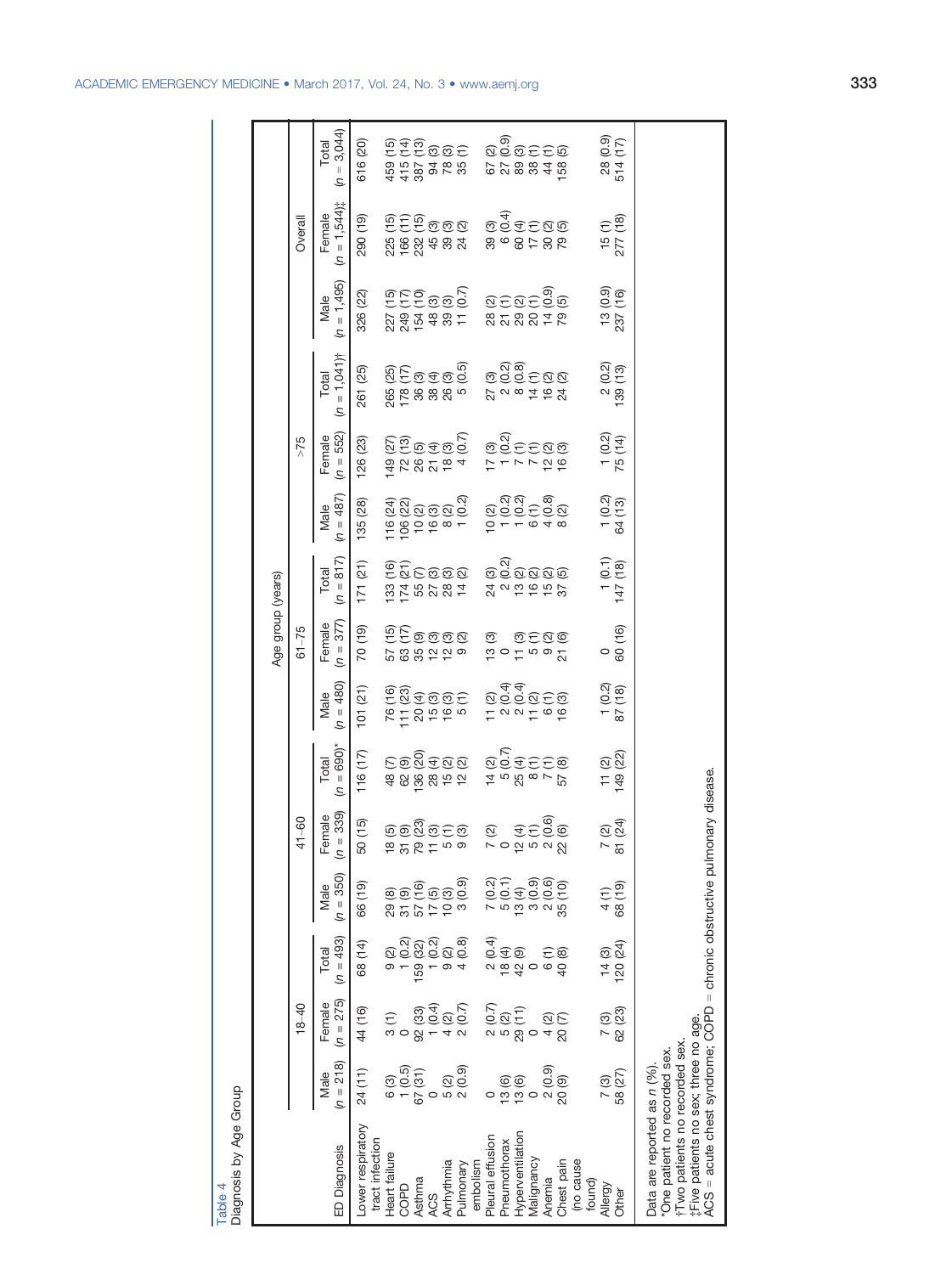Table 4
Diagnosis by Age Group

| ED Diagnosis | 18–40 | | | 41–60 | | | 61–75 | | | >75 | | | Overall | | |
|---|---|---|---|---|---|---|---|---|---|---|---|---|---|---|---|
| | Male (n = 218) | Female (n = 275) | Total (n = 493) | Male (n = 350) | Female (n = 339) | Total (n = 690)* | Male (n = 480) | Female (n = 377) | Total (n = 817) | Male (n = 487) | Female (n = 552) | Total (n = 1,041)† | Male (n = 1,495) | Female (n = 1,544)‡ | Total (n = 3,044) |
| Lower respiratory tract infection | 24 (11) | 44 (16) | 68 (14) | 66 (19) | 50 (15) | 116 (17) | 101 (21) | 70 (19) | 171 (21) | 135 (28) | 126 (23) | 261 (25) | 326 (22) | 290 (19) | 616 (20) |
| Heart failure | 6 (3) | 3 (1) | 9 (2) | 29 (8) | 18 (5) | 48 (7) | 76 (16) | 57 (15) | 133 (16) | 116 (24) | 149 (27) | 265 (25) | 227 (15) | 225 (15) | 459 (15) |
| COPD | 1 (0.5) | 0 | 1 (0.2) | 31 (9) | 31 (9) | 62 (9) | 111 (23) | 63 (17) | 174 (21) | 106 (22) | 72 (13) | 178 (17) | 249 (17) | 166 (11) | 415 (14) |
| Asthma | 67 (31) | 92 (33) | 159 (32) | 57 (16) | 79 (23) | 136 (20) | 20 (4) | 35 (9) | 55 (7) | 10 (2) | 26 (5) | 36 (3) | 154 (10) | 232 (15) | 387 (13) |
| ACS | 0 | 1 (0.4) | 1 (0.2) | 17 (5) | 11 (3) | 28 (4) | 15 (3) | 12 (3) | 27 (3) | 16 (3) | 21 (4) | 38 (4) | 48 (3) | 45 (3) | 94 (3) |
| Arrhythmia | 5 (2) | 4 (2) | 9 (2) | 10 (3) | 5 (1) | 15 (2) | 16 (3) | 12 (3) | 28 (3) | 8 (2) | 18 (3) | 26 (3) | 39 (3) | 39 (3) | 78 (3) |
| Pulmonary embolism | 2 (0.9) | 2 (0.7) | 4 (0.8) | 3 (0.9) | 9 (3) | 12 (2) | 5 (1) | 9 (2) | 14 (2) | 1 (0.2) | 4 (0.7) | 5 (0.5) | 11 (0.7) | 24 (2) | 35 (1) |
| Pleural effusion | 0 | 2 (0.7) | 2 (0.4) | 7 (0.2) | 7 (2) | 14 (2) | 11 (2) | 13 (3) | 24 (3) | 10 (2) | 17 (3) | 27 (3) | 28 (2) | 39 (3) | 67 (2) |
| Pneumothorax | 13 (6) | 5 (2) | 18 (4) | 5 (0.1) | 0 | 5 (0.7) | 2 (0.4) | 0 | 2 (0.2) | 1 (0.2) | 1 (0.2) | 2 (0.2) | 21 (1) | 6 (0.4) | 27 (0.9) |
| Hyperventilation | 13 (6) | 29 (11) | 42 (9) | 13 (4) | 12 (4) | 25 (4) | 2 (0.4) | 11 (3) | 13 (2) | 1 (0.2) | 7 (1) | 8 (0.8) | 29 (2) | 60 (4) | 89 (3) |
| Malignancy | 0 | 0 | 0 | 3 (0.9) | 5 (1) | 8 (1) | 11 (2) | 5 (1) | 16 (2) | 6 (1) | 7 (1) | 14 (1) | 20 (1) | 17 (1) | 38 (1) |
| Anemia | 2 (0.9) | 4 (2) | 6 (1) | 2 (0.6) | 2 (0.6) | 7 (1) | 6 (1) | 9 (2) | 15 (2) | 4 (0.8) | 12 (2) | 16 (2) | 14 (0.9) | 30 (2) | 44 (1) |
| Chest pain (no cause found) | 20 (9) | 20 (7) | 40 (8) | 35 (10) | 22 (6) | 57 (8) | 16 (3) | 21 (6) | 37 (5) | 8 (2) | 16 (3) | 24 (2) | 79 (5) | 79 (5) | 158 (5) |
| Allergy | 7 (3) | 7 (3) | 14 (3) | 4 (1) | 7 (2) | 11 (2) | 1 (0.2) | 0 | 1 (0.1) | 1 (0.2) | 1 (0.2) | 2 (0.2) | 13 (0.9) | 15 (1) | 28 (0.9) |
| Other | 58 (27) | 62 (23) | 120 (24) | 68 (19) | 81 (24) | 149 (22) | 87 (18) | 60 (16) | 147 (18) | 64 (13) | 75 (14) | 139 (13) | 237 (16) | 277 (18) | 514 (17) |

Data are reported as n (%).
*One patient no recorded sex.
†Two patients no recorded sex.
‡Five patients no sex; three no age.
ACS = acute chest syndrome; COPD = chronic obstructive pulmonary disease.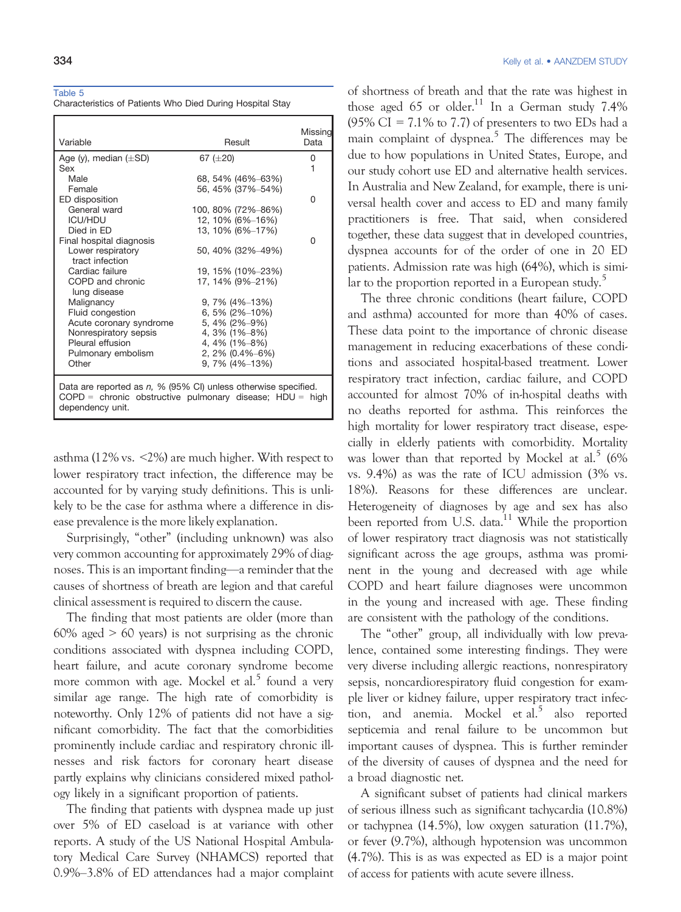Table 5
Characteristics of Patients Who Died During Hospital Stay

| Variable | Result | Missing Data |
|---|---|---|
| Age (y), median (±SD) | 67 (±20) | 0 |
| Sex | | 1 |
| Male | 68, 54% (46%–63%) | |
| Female | 56, 45% (37%–54%) | |
| ED disposition | | 0 |
| General ward | 100, 80% (72%–86%) | |
| ICU/HDU | 12, 10% (6%–16%) | |
| Died in ED | 13, 10% (6%–17%) | |
| Final hospital diagnosis | | 0 |
| Lower respiratory tract infection | 50, 40% (32%–49%) | |
| Cardiac failure | 19, 15% (10%–23%) | |
| COPD and chronic lung disease | 17, 14% (9%–21%) | |
| Malignancy | 9, 7% (4%–13%) | |
| Fluid congestion | 6, 5% (2%–10%) | |
| Acute coronary syndrome | 5, 4% (2%–9%) | |
| Nonrespiratory sepsis | 4, 3% (1%–8%) | |
| Pleural effusion | 4, 4% (1%–8%) | |
| Pulmonary embolism | 2, 2% (0.4%–6%) | |
| Other | 9, 7% (4%–13%) | |

Data are reported as *n*, % (95% CI) unless otherwise specified.
COPD = chronic obstructive pulmonary disease; HDU = high dependency unit.

asthma (12% vs. <2%) are much higher. With respect to lower respiratory tract infection, the difference may be accounted for by varying study definitions. This is unlikely to be the case for asthma where a difference in disease prevalence is the more likely explanation.

Surprisingly, "other" (including unknown) was also very common accounting for approximately 29% of diagnoses. This is an important finding—a reminder that the causes of shortness of breath are legion and that careful clinical assessment is required to discern the cause.

The finding that most patients are older (more than 60% aged > 60 years) is not surprising as the chronic conditions associated with dyspnea including COPD, heart failure, and acute coronary syndrome become more common with age. Mockel et al.[5] found a very similar age range. The high rate of comorbidity is noteworthy. Only 12% of patients did not have a significant comorbidity. The fact that the comorbidities prominently include cardiac and respiratory chronic illnesses and risk factors for coronary heart disease partly explains why clinicians considered mixed pathology likely in a significant proportion of patients.

The finding that patients with dyspnea made up just over 5% of ED caseload is at variance with other reports. A study of the US National Hospital Ambulatory Medical Care Survey (NHAMCS) reported that 0.9%–3.8% of ED attendances had a major complaint of shortness of breath and that the rate was highest in those aged 65 or older.[11] In a German study 7.4% (95% CI = 7.1% to 7.7) of presenters to two EDs had a main complaint of dyspnea.[5] The differences may be due to how populations in United States, Europe, and our study cohort use ED and alternative health services. In Australia and New Zealand, for example, there is universal health cover and access to ED and many family practitioners is free. That said, when considered together, these data suggest that in developed countries, dyspnea accounts for of the order of one in 20 ED patients. Admission rate was high (64%), which is similar to the proportion reported in a European study.[5]

The three chronic conditions (heart failure, COPD and asthma) accounted for more than 40% of cases. These data point to the importance of chronic disease management in reducing exacerbations of these conditions and associated hospital-based treatment. Lower respiratory tract infection, cardiac failure, and COPD accounted for almost 70% of in-hospital deaths with no deaths reported for asthma. This reinforces the high mortality for lower respiratory tract disease, especially in elderly patients with comorbidity. Mortality was lower than that reported by Mockel at al.[5] (6% vs. 9.4%) as was the rate of ICU admission (3% vs. 18%). Reasons for these differences are unclear. Heterogeneity of diagnoses by age and sex has also been reported from U.S. data.[11] While the proportion of lower respiratory tract diagnosis was not statistically significant across the age groups, asthma was prominent in the young and decreased with age while COPD and heart failure diagnoses were uncommon in the young and increased with age. These finding are consistent with the pathology of the conditions.

The "other" group, all individually with low prevalence, contained some interesting findings. They were very diverse including allergic reactions, nonrespiratory sepsis, noncardiorespiratory fluid congestion for example liver or kidney failure, upper respiratory tract infection, and anemia. Mockel et al.[5] also reported septicemia and renal failure to be uncommon but important causes of dyspnea. This is further reminder of the diversity of causes of dyspnea and the need for a broad diagnostic net.

A significant subset of patients had clinical markers of serious illness such as significant tachycardia (10.8%) or tachypnea (14.5%), low oxygen saturation (11.7%), or fever (9.7%), although hypotension was uncommon (4.7%). This is as was expected as ED is a major point of access for patients with acute severe illness.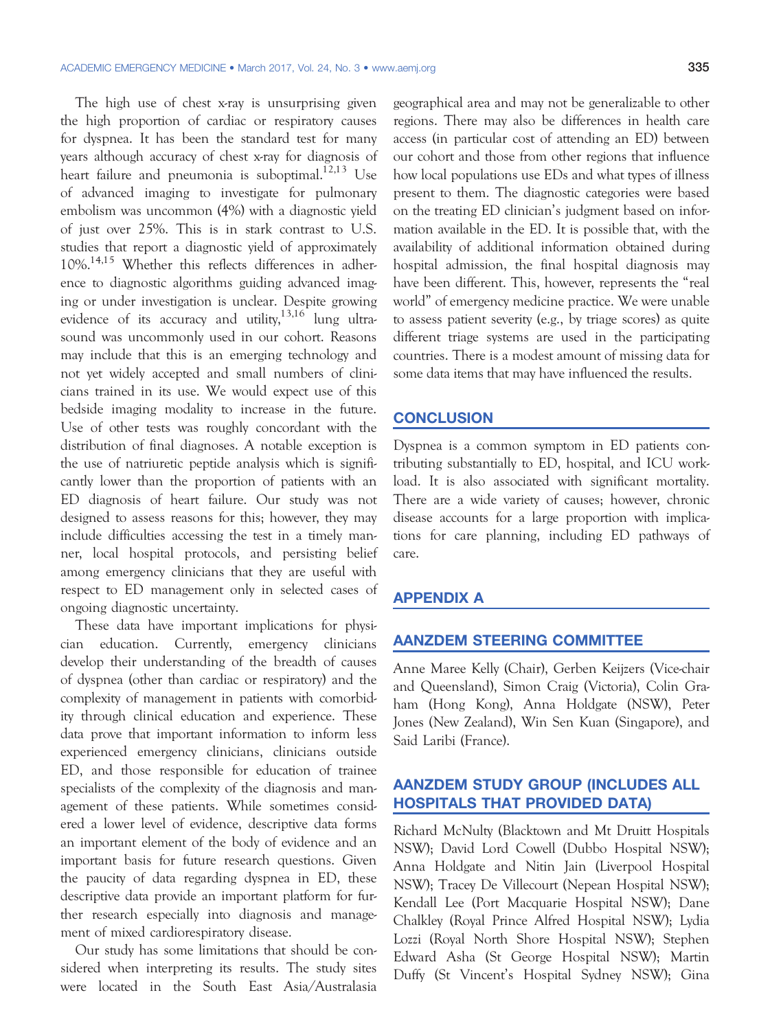The high use of chest x-ray is unsurprising given the high proportion of cardiac or respiratory causes for dyspnea. It has been the standard test for many years although accuracy of chest x-ray for diagnosis of heart failure and pneumonia is suboptimal.[12,13] Use of advanced imaging to investigate for pulmonary embolism was uncommon (4%) with a diagnostic yield of just over 25%. This is in stark contrast to U.S. studies that report a diagnostic yield of approximately 10%.[14,15] Whether this reflects differences in adherence to diagnostic algorithms guiding advanced imaging or under investigation is unclear. Despite growing evidence of its accuracy and utility,[13,16] lung ultrasound was uncommonly used in our cohort. Reasons may include that this is an emerging technology and not yet widely accepted and small numbers of clinicians trained in its use. We would expect use of this bedside imaging modality to increase in the future. Use of other tests was roughly concordant with the distribution of final diagnoses. A notable exception is the use of natriuretic peptide analysis which is significantly lower than the proportion of patients with an ED diagnosis of heart failure. Our study was not designed to assess reasons for this; however, they may include difficulties accessing the test in a timely manner, local hospital protocols, and persisting belief among emergency clinicians that they are useful with respect to ED management only in selected cases of ongoing diagnostic uncertainty.

These data have important implications for physician education. Currently, emergency clinicians develop their understanding of the breadth of causes of dyspnea (other than cardiac or respiratory) and the complexity of management in patients with comorbidity through clinical education and experience. These data prove that important information to inform less experienced emergency clinicians, clinicians outside ED, and those responsible for education of trainee specialists of the complexity of the diagnosis and management of these patients. While sometimes considered a lower level of evidence, descriptive data forms an important element of the body of evidence and an important basis for future research questions. Given the paucity of data regarding dyspnea in ED, these descriptive data provide an important platform for further research especially into diagnosis and management of mixed cardiorespiratory disease.

Our study has some limitations that should be considered when interpreting its results. The study sites were located in the South East Asia/Australasia geographical area and may not be generalizable to other regions. There may also be differences in health care access (in particular cost of attending an ED) between our cohort and those from other regions that influence how local populations use EDs and what types of illness present to them. The diagnostic categories were based on the treating ED clinician's judgment based on information available in the ED. It is possible that, with the availability of additional information obtained during hospital admission, the final hospital diagnosis may have been different. This, however, represents the "real world" of emergency medicine practice. We were unable to assess patient severity (e.g., by triage scores) as quite different triage systems are used in the participating countries. There is a modest amount of missing data for some data items that may have influenced the results.

## CONCLUSION

Dyspnea is a common symptom in ED patients contributing substantially to ED, hospital, and ICU workload. It is also associated with significant mortality. There are a wide variety of causes; however, chronic disease accounts for a large proportion with implications for care planning, including ED pathways of care.

## APPENDIX A

## AANZDEM STEERING COMMITTEE

Anne Maree Kelly (Chair), Gerben Keijzers (Vice-chair and Queensland), Simon Craig (Victoria), Colin Graham (Hong Kong), Anna Holdgate (NSW), Peter Jones (New Zealand), Win Sen Kuan (Singapore), and Said Laribi (France).

## AANZDEM STUDY GROUP (INCLUDES ALL HOSPITALS THAT PROVIDED DATA)

Richard McNulty (Blacktown and Mt Druitt Hospitals NSW); David Lord Cowell (Dubbo Hospital NSW); Anna Holdgate and Nitin Jain (Liverpool Hospital NSW); Tracey De Villecourt (Nepean Hospital NSW); Kendall Lee (Port Macquarie Hospital NSW); Dane Chalkley (Royal Prince Alfred Hospital NSW); Lydia Lozzi (Royal North Shore Hospital NSW); Stephen Edward Asha (St George Hospital NSW); Martin Duffy (St Vincent's Hospital Sydney NSW); Gina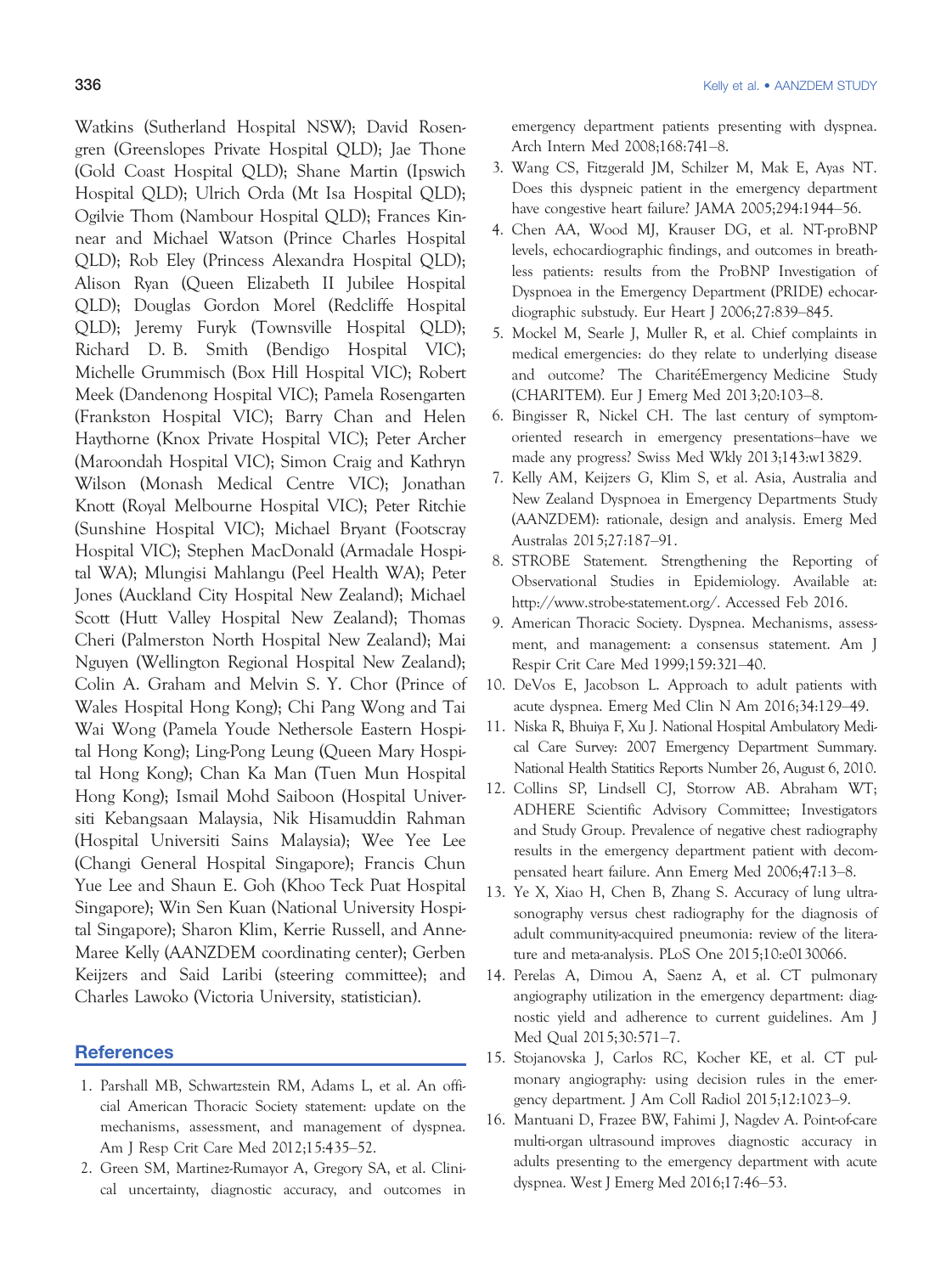Watkins (Sutherland Hospital NSW); David Rosengren (Greenslopes Private Hospital QLD); Jae Thone (Gold Coast Hospital QLD); Shane Martin (Ipswich Hospital QLD); Ulrich Orda (Mt Isa Hospital QLD); Ogilvie Thom (Nambour Hospital QLD); Frances Kinnear and Michael Watson (Prince Charles Hospital QLD); Rob Eley (Princess Alexandra Hospital QLD); Alison Ryan (Queen Elizabeth II Jubilee Hospital QLD); Douglas Gordon Morel (Redcliffe Hospital QLD); Jeremy Furyk (Townsville Hospital QLD); Richard D. B. Smith (Bendigo Hospital VIC); Michelle Grummisch (Box Hill Hospital VIC); Robert Meek (Dandenong Hospital VIC); Pamela Rosengarten (Frankston Hospital VIC); Barry Chan and Helen Haythorne (Knox Private Hospital VIC); Peter Archer (Maroondah Hospital VIC); Simon Craig and Kathryn Wilson (Monash Medical Centre VIC); Jonathan Knott (Royal Melbourne Hospital VIC); Peter Ritchie (Sunshine Hospital VIC); Michael Bryant (Footscray Hospital VIC); Stephen MacDonald (Armadale Hospital WA); Mlungisi Mahlangu (Peel Health WA); Peter Jones (Auckland City Hospital New Zealand); Michael Scott (Hutt Valley Hospital New Zealand); Thomas Cheri (Palmerston North Hospital New Zealand); Mai Nguyen (Wellington Regional Hospital New Zealand); Colin A. Graham and Melvin S. Y. Chor (Prince of Wales Hospital Hong Kong); Chi Pang Wong and Tai Wai Wong (Pamela Youde Nethersole Eastern Hospital Hong Kong); Ling-Pong Leung (Queen Mary Hospital Hong Kong); Chan Ka Man (Tuen Mun Hospital Hong Kong); Ismail Mohd Saiboon (Hospital Universiti Kebangsaan Malaysia, Nik Hisamuddin Rahman (Hospital Universiti Sains Malaysia); Wee Yee Lee (Changi General Hospital Singapore); Francis Chun Yue Lee and Shaun E. Goh (Khoo Teck Puat Hospital Singapore); Win Sen Kuan (National University Hospital Singapore); Sharon Klim, Kerrie Russell, and Anne-Maree Kelly (AANZDEM coordinating center); Gerben Keijzers and Said Laribi (steering committee); and Charles Lawoko (Victoria University, statistician).

## References

1. Parshall MB, Schwartzstein RM, Adams L, et al. An official American Thoracic Society statement: update on the mechanisms, assessment, and management of dyspnea. Am J Resp Crit Care Med 2012;15:435–52.
2. Green SM, Martinez-Rumayor A, Gregory SA, et al. Clinical uncertainty, diagnostic accuracy, and outcomes in emergency department patients presenting with dyspnea. Arch Intern Med 2008;168:741–8.
3. Wang CS, Fitzgerald JM, Schilzer M, Mak E, Ayas NT. Does this dyspneic patient in the emergency department have congestive heart failure? JAMA 2005;294:1944–56.
4. Chen AA, Wood MJ, Krauser DG, et al. NT-proBNP levels, echocardiographic findings, and outcomes in breathless patients: results from the ProBNP Investigation of Dyspnoea in the Emergency Department (PRIDE) echocardiographic substudy. Eur Heart J 2006;27:839–845.
5. Mockel M, Searle J, Muller R, et al. Chief complaints in medical emergencies: do they relate to underlying disease and outcome? The CharitéEmergency Medicine Study (CHARITEM). Eur J Emerg Med 2013;20:103–8.
6. Bingisser R, Nickel CH. The last century of symptom-oriented research in emergency presentations–have we made any progress? Swiss Med Wkly 2013;143:w13829.
7. Kelly AM, Keijzers G, Klim S, et al. Asia, Australia and New Zealand Dyspnoea in Emergency Departments Study (AANZDEM): rationale, design and analysis. Emerg Med Australas 2015;27:187–91.
8. STROBE Statement. Strengthening the Reporting of Observational Studies in Epidemiology. Available at: http://www.strobe-statement.org/. Accessed Feb 2016.
9. American Thoracic Society. Dyspnea. Mechanisms, assessment, and management: a consensus statement. Am J Respir Crit Care Med 1999;159:321–40.
10. DeVos E, Jacobson L. Approach to adult patients with acute dyspnea. Emerg Med Clin N Am 2016;34:129–49.
11. Niska R, Bhuiya F, Xu J. National Hospital Ambulatory Medical Care Survey: 2007 Emergency Department Summary. National Health Statitics Reports Number 26, August 6, 2010.
12. Collins SP, Lindsell CJ, Storrow AB. Abraham WT; ADHERE Scientific Advisory Committee; Investigators and Study Group. Prevalence of negative chest radiography results in the emergency department patient with decompensated heart failure. Ann Emerg Med 2006;47:13–8.
13. Ye X, Xiao H, Chen B, Zhang S. Accuracy of lung ultrasonography versus chest radiography for the diagnosis of adult community-acquired pneumonia: review of the literature and meta-analysis. PLoS One 2015;10:e0130066.
14. Perelas A, Dimou A, Saenz A, et al. CT pulmonary angiography utilization in the emergency department: diagnostic yield and adherence to current guidelines. Am J Med Qual 2015;30:571–7.
15. Stojanovska J, Carlos RC, Kocher KE, et al. CT pulmonary angiography: using decision rules in the emergency department. J Am Coll Radiol 2015;12:1023–9.
16. Mantuani D, Frazee BW, Fahimi J, Nagdev A. Point-of-care multi-organ ultrasound improves diagnostic accuracy in adults presenting to the emergency department with acute dyspnea. West J Emerg Med 2016;17:46–53.